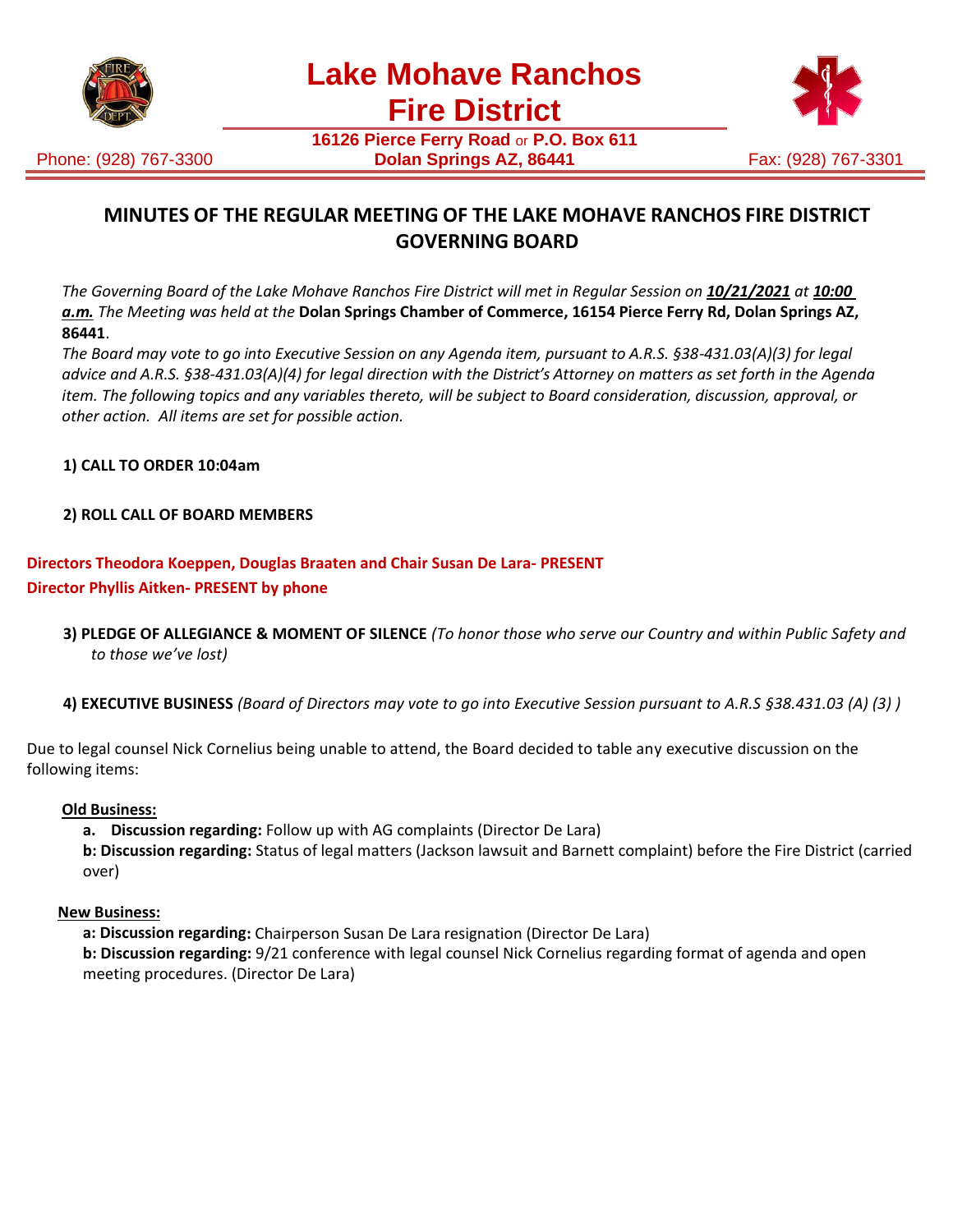# Lake Mohave Ranchos Fire District

**16126 Pierce Ferry Road** or **P.O. Box 611**
**Dolan Springs AZ, 86441**

Phone: (928) 767-3300 Fax: (928) 767-3301

## MINUTES OF THE REGULAR MEETING OF THE LAKE MOHAVE RANCHOS FIRE DISTRICT GOVERNING BOARD

*The Governing Board of the Lake Mohave Ranchos Fire District will met in Regular Session on* ***10/21/2021*** *at* ***10:00 a.m.*** *The Meeting was held at the* **Dolan Springs Chamber of Commerce, 16154 Pierce Ferry Rd, Dolan Springs AZ, 86441**.

*The Board may vote to go into Executive Session on any Agenda item, pursuant to A.R.S. §38-431.03(A)(3) for legal advice and A.R.S. §38-431.03(A)(4) for legal direction with the District's Attorney on matters as set forth in the Agenda item. The following topics and any variables thereto, will be subject to Board consideration, discussion, approval, or other action. All items are set for possible action.*

**1) CALL TO ORDER 10:04am**

**2) ROLL CALL OF BOARD MEMBERS**

**Directors Theodora Koeppen, Douglas Braaten and Chair Susan De Lara- PRESENT**
**Director Phyllis Aitken- PRESENT by phone**

**3) PLEDGE OF ALLEGIANCE & MOMENT OF SILENCE** *(To honor those who serve our Country and within Public Safety and to those we've lost)*

**4) EXECUTIVE BUSINESS** *(Board of Directors may vote to go into Executive Session pursuant to A.R.S §38.431.03 (A) (3) )*

Due to legal counsel Nick Cornelius being unable to attend, the Board decided to table any executive discussion on the following items:

**Old Business:**

**a. Discussion regarding:** Follow up with AG complaints (Director De Lara)

**b: Discussion regarding:** Status of legal matters (Jackson lawsuit and Barnett complaint) before the Fire District (carried over)

**New Business:**

**a: Discussion regarding:** Chairperson Susan De Lara resignation (Director De Lara)

**b: Discussion regarding:** 9/21 conference with legal counsel Nick Cornelius regarding format of agenda and open meeting procedures. (Director De Lara)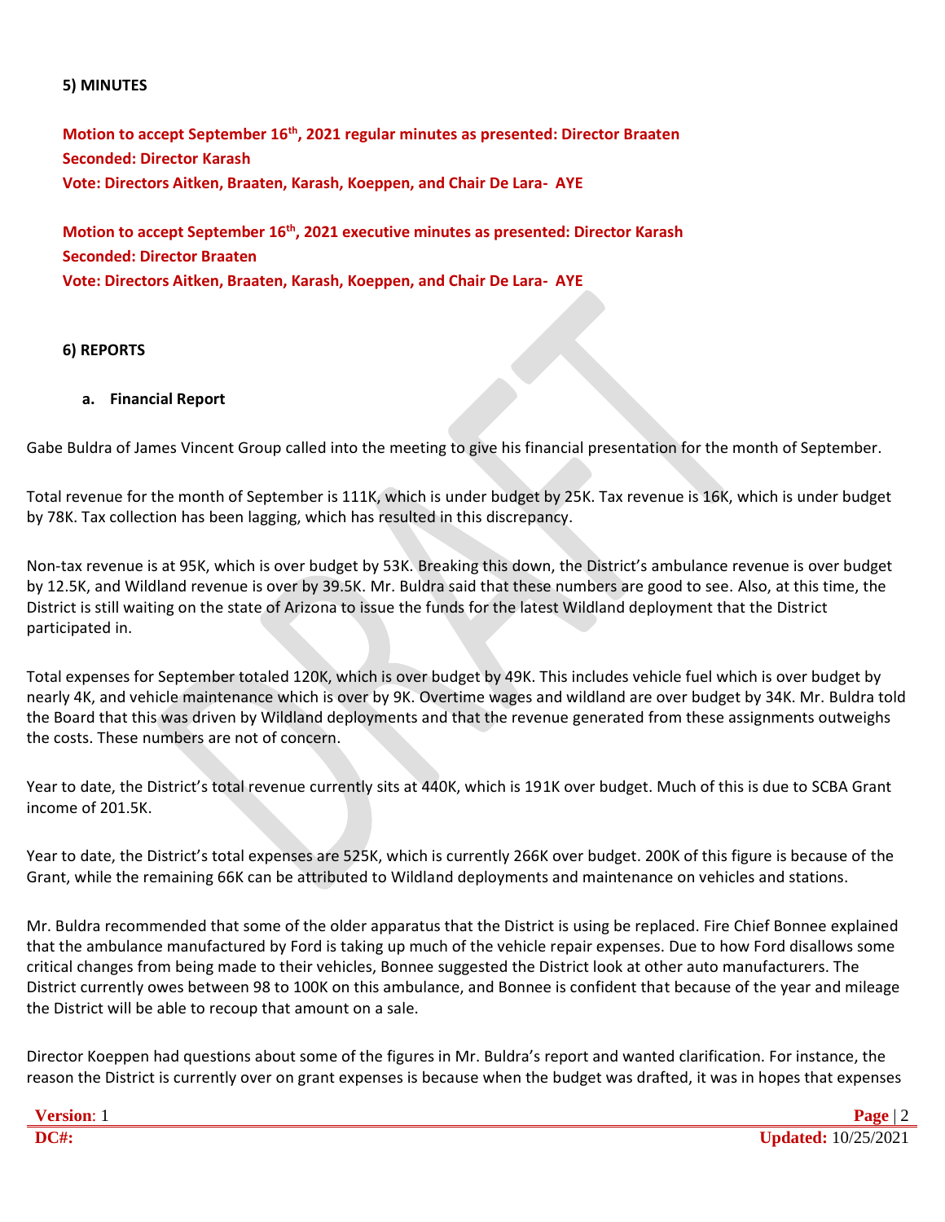**5) MINUTES**

**Motion to accept September 16th, 2021 regular minutes as presented: Director Braaten**
**Seconded: Director Karash**
**Vote: Directors Aitken, Braaten, Karash, Koeppen, and Chair De Lara- AYE**

**Motion to accept September 16th, 2021 executive minutes as presented: Director Karash**
**Seconded: Director Braaten**
**Vote: Directors Aitken, Braaten, Karash, Koeppen, and Chair De Lara- AYE**

**6) REPORTS**

**a. Financial Report**

Gabe Buldra of James Vincent Group called into the meeting to give his financial presentation for the month of September.

Total revenue for the month of September is 111K, which is under budget by 25K. Tax revenue is 16K, which is under budget by 78K. Tax collection has been lagging, which has resulted in this discrepancy.

Non-tax revenue is at 95K, which is over budget by 53K. Breaking this down, the District's ambulance revenue is over budget by 12.5K, and Wildland revenue is over by 39.5K. Mr. Buldra said that these numbers are good to see. Also, at this time, the District is still waiting on the state of Arizona to issue the funds for the latest Wildland deployment that the District participated in.

Total expenses for September totaled 120K, which is over budget by 49K. This includes vehicle fuel which is over budget by nearly 4K, and vehicle maintenance which is over by 9K. Overtime wages and wildland are over budget by 34K. Mr. Buldra told the Board that this was driven by Wildland deployments and that the revenue generated from these assignments outweighs the costs. These numbers are not of concern.

Year to date, the District's total revenue currently sits at 440K, which is 191K over budget. Much of this is due to SCBA Grant income of 201.5K.

Year to date, the District's total expenses are 525K, which is currently 266K over budget. 200K of this figure is because of the Grant, while the remaining 66K can be attributed to Wildland deployments and maintenance on vehicles and stations.

Mr. Buldra recommended that some of the older apparatus that the District is using be replaced. Fire Chief Bonnee explained that the ambulance manufactured by Ford is taking up much of the vehicle repair expenses. Due to how Ford disallows some critical changes from being made to their vehicles, Bonnee suggested the District look at other auto manufacturers. The District currently owes between 98 to 100K on this ambulance, and Bonnee is confident that because of the year and mileage the District will be able to recoup that amount on a sale.

Director Koeppen had questions about some of the figures in Mr. Buldra's report and wanted clarification. For instance, the reason the District is currently over on grant expenses is because when the budget was drafted, it was in hopes that expenses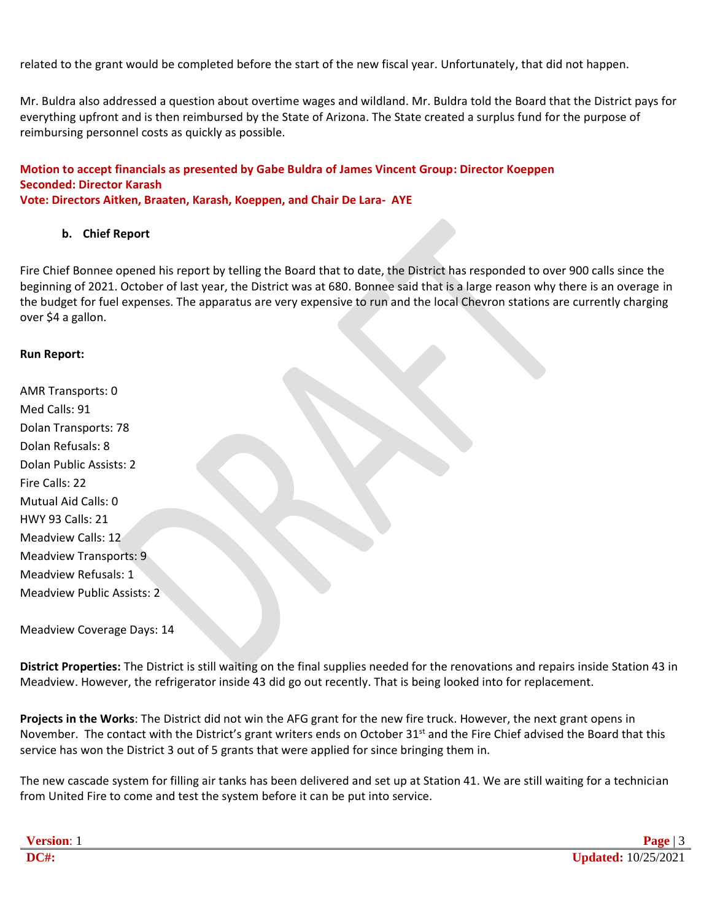related to the grant would be completed before the start of the new fiscal year. Unfortunately, that did not happen.

Mr. Buldra also addressed a question about overtime wages and wildland. Mr. Buldra told the Board that the District pays for everything upfront and is then reimbursed by the State of Arizona. The State created a surplus fund for the purpose of reimbursing personnel costs as quickly as possible.

**Motion to accept financials as presented by Gabe Buldra of James Vincent Group: Director Koeppen**
**Seconded: Director Karash**
**Vote: Directors Aitken, Braaten, Karash, Koeppen, and Chair De Lara- AYE**

**b. Chief Report**

Fire Chief Bonnee opened his report by telling the Board that to date, the District has responded to over 900 calls since the beginning of 2021. October of last year, the District was at 680. Bonnee said that is a large reason why there is an overage in the budget for fuel expenses. The apparatus are very expensive to run and the local Chevron stations are currently charging over $4 a gallon.

**Run Report:**

AMR Transports: 0
Med Calls: 91
Dolan Transports: 78
Dolan Refusals: 8
Dolan Public Assists: 2
Fire Calls: 22
Mutual Aid Calls: 0
HWY 93 Calls: 21
Meadview Calls: 12
Meadview Transports: 9
Meadview Refusals: 1
Meadview Public Assists: 2

Meadview Coverage Days: 14

**District Properties:** The District is still waiting on the final supplies needed for the renovations and repairs inside Station 43 in Meadview. However, the refrigerator inside 43 did go out recently. That is being looked into for replacement.

**Projects in the Works**: The District did not win the AFG grant for the new fire truck. However, the next grant opens in November. The contact with the District's grant writers ends on October 31st and the Fire Chief advised the Board that this service has won the District 3 out of 5 grants that were applied for since bringing them in.

The new cascade system for filling air tanks has been delivered and set up at Station 41. We are still waiting for a technician from United Fire to come and test the system before it can be put into service.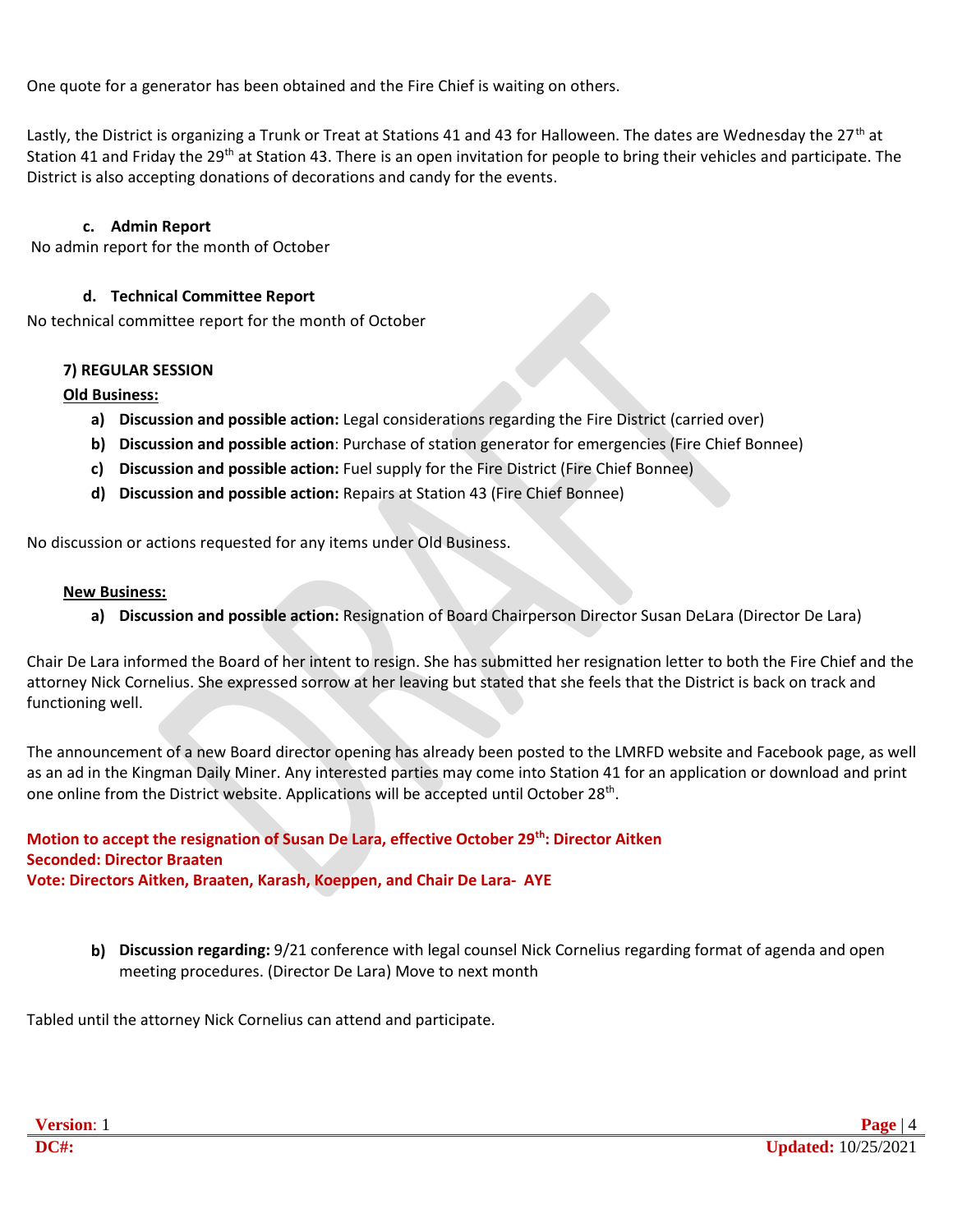One quote for a generator has been obtained and the Fire Chief is waiting on others.

Lastly, the District is organizing a Trunk or Treat at Stations 41 and 43 for Halloween. The dates are Wednesday the 27th at Station 41 and Friday the 29th at Station 43. There is an open invitation for people to bring their vehicles and participate. The District is also accepting donations of decorations and candy for the events.

**c. Admin Report**

No admin report for the month of October

**d. Technical Committee Report**

No technical committee report for the month of October

**7) REGULAR SESSION**

**Old Business:**

a) **Discussion and possible action:** Legal considerations regarding the Fire District (carried over)
b) **Discussion and possible action**: Purchase of station generator for emergencies (Fire Chief Bonnee)
c) **Discussion and possible action:** Fuel supply for the Fire District (Fire Chief Bonnee)
d) **Discussion and possible action:** Repairs at Station 43 (Fire Chief Bonnee)

No discussion or actions requested for any items under Old Business.

**New Business:**

a) **Discussion and possible action:** Resignation of Board Chairperson Director Susan DeLara (Director De Lara)

Chair De Lara informed the Board of her intent to resign. She has submitted her resignation letter to both the Fire Chief and the attorney Nick Cornelius. She expressed sorrow at her leaving but stated that she feels that the District is back on track and functioning well.

The announcement of a new Board director opening has already been posted to the LMRFD website and Facebook page, as well as an ad in the Kingman Daily Miner. Any interested parties may come into Station 41 for an application or download and print one online from the District website. Applications will be accepted until October 28th.

**Motion to accept the resignation of Susan De Lara, effective October 29th: Director Aitken**
**Seconded: Director Braaten**
**Vote: Directors Aitken, Braaten, Karash, Koeppen, and Chair De Lara- AYE**

b) **Discussion regarding:** 9/21 conference with legal counsel Nick Cornelius regarding format of agenda and open meeting procedures. (Director De Lara) Move to next month

Tabled until the attorney Nick Cornelius can attend and participate.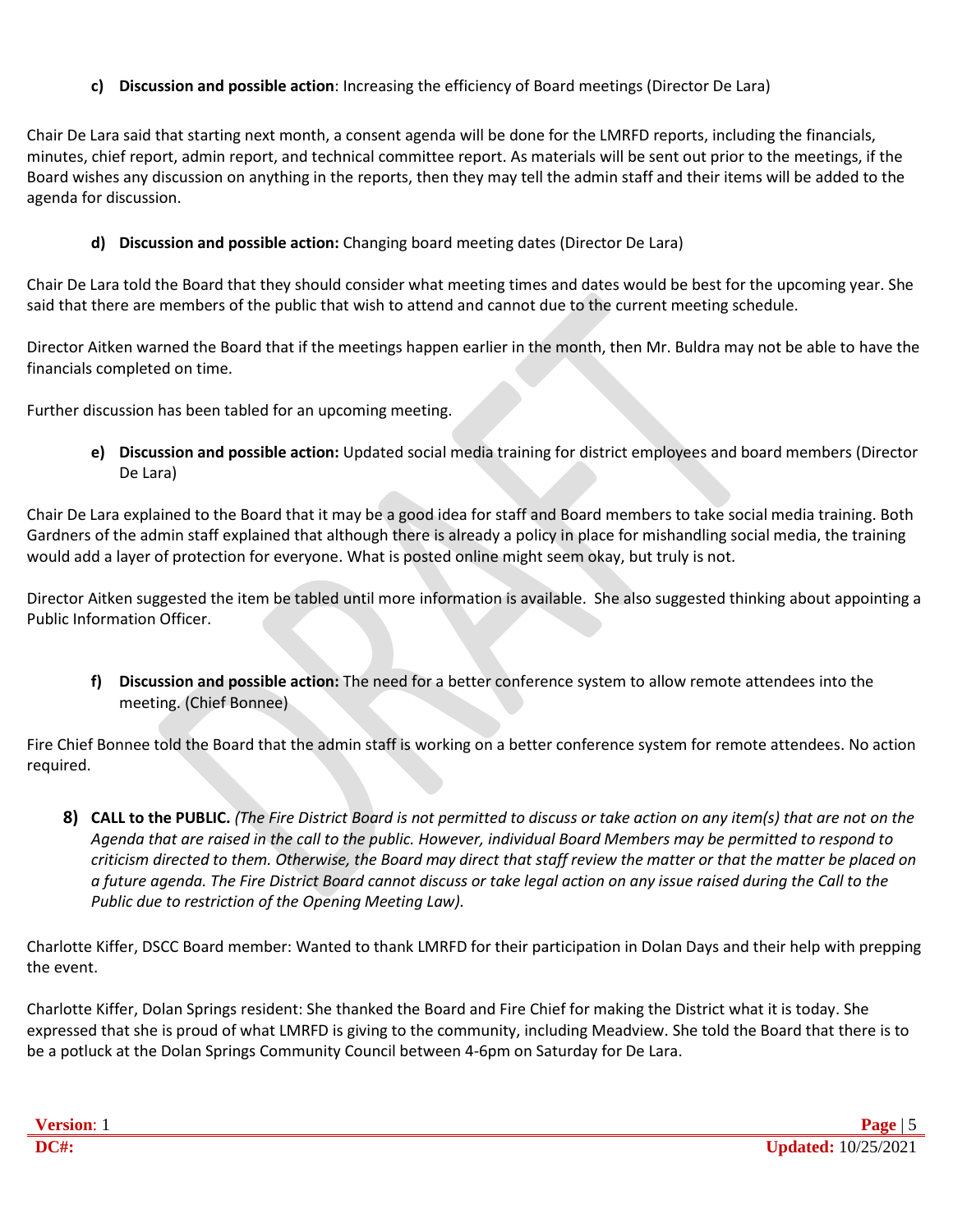c) **Discussion and possible action**: Increasing the efficiency of Board meetings (Director De Lara)

Chair De Lara said that starting next month, a consent agenda will be done for the LMRFD reports, including the financials, minutes, chief report, admin report, and technical committee report. As materials will be sent out prior to the meetings, if the Board wishes any discussion on anything in the reports, then they may tell the admin staff and their items will be added to the agenda for discussion.

d) **Discussion and possible action:** Changing board meeting dates (Director De Lara)

Chair De Lara told the Board that they should consider what meeting times and dates would be best for the upcoming year. She said that there are members of the public that wish to attend and cannot due to the current meeting schedule.

Director Aitken warned the Board that if the meetings happen earlier in the month, then Mr. Buldra may not be able to have the financials completed on time.

Further discussion has been tabled for an upcoming meeting.

e) **Discussion and possible action:** Updated social media training for district employees and board members (Director De Lara)

Chair De Lara explained to the Board that it may be a good idea for staff and Board members to take social media training. Both Gardners of the admin staff explained that although there is already a policy in place for mishandling social media, the training would add a layer of protection for everyone. What is posted online might seem okay, but truly is not.

Director Aitken suggested the item be tabled until more information is available. She also suggested thinking about appointing a Public Information Officer.

f) **Discussion and possible action:** The need for a better conference system to allow remote attendees into the meeting. (Chief Bonnee)

Fire Chief Bonnee told the Board that the admin staff is working on a better conference system for remote attendees. No action required.

**8) CALL to the PUBLIC.** *(The Fire District Board is not permitted to discuss or take action on any item(s) that are not on the Agenda that are raised in the call to the public. However, individual Board Members may be permitted to respond to criticism directed to them. Otherwise, the Board may direct that staff review the matter or that the matter be placed on a future agenda. The Fire District Board cannot discuss or take legal action on any issue raised during the Call to the Public due to restriction of the Opening Meeting Law).*

Charlotte Kiffer, DSCC Board member: Wanted to thank LMRFD for their participation in Dolan Days and their help with prepping the event.

Charlotte Kiffer, Dolan Springs resident: She thanked the Board and Fire Chief for making the District what it is today. She expressed that she is proud of what LMRFD is giving to the community, including Meadview. She told the Board that there is to be a potluck at the Dolan Springs Community Council between 4-6pm on Saturday for De Lara.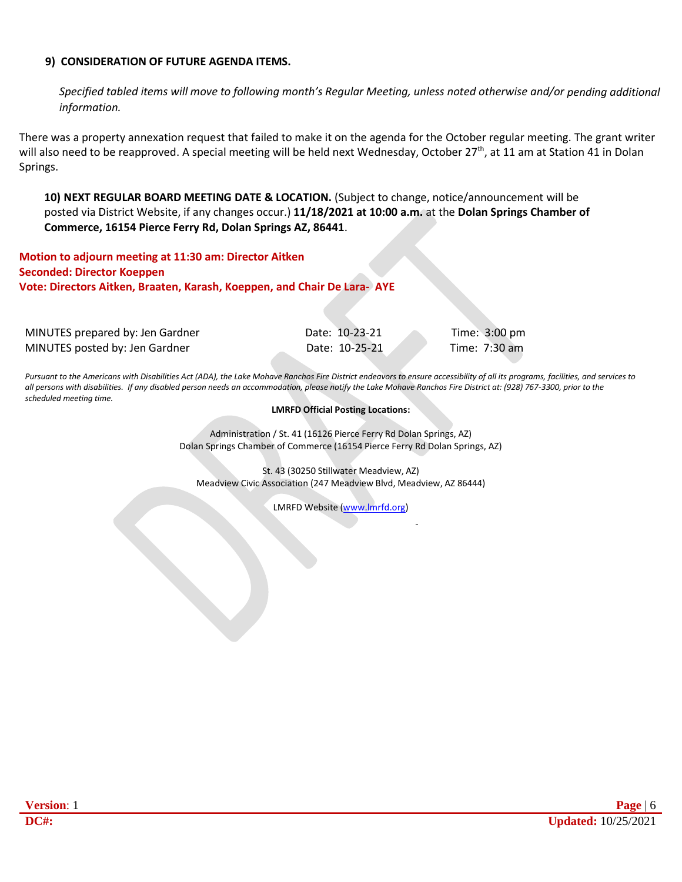**9) CONSIDERATION OF FUTURE AGENDA ITEMS.**

*Specified tabled items will move to following month's Regular Meeting, unless noted otherwise and/or pending additional information.*

There was a property annexation request that failed to make it on the agenda for the October regular meeting. The grant writer will also need to be reapproved. A special meeting will be held next Wednesday, October 27th, at 11 am at Station 41 in Dolan Springs.

**10) NEXT REGULAR BOARD MEETING DATE & LOCATION.** (Subject to change, notice/announcement will be posted via District Website, if any changes occur.) **11/18/2021 at 10:00 a.m.** at the **Dolan Springs Chamber of Commerce, 16154 Pierce Ferry Rd, Dolan Springs AZ, 86441**.

**Motion to adjourn meeting at 11:30 am: Director Aitken**
**Seconded: Director Koeppen**
**Vote: Directors Aitken, Braaten, Karash, Koeppen, and Chair De Lara- AYE**

| | | |
|---|---|---|
| MINUTES prepared by: Jen Gardner | Date: 10-23-21 | Time: 3:00 pm |
| MINUTES posted by: Jen Gardner | Date: 10-25-21 | Time: 7:30 am |

*Pursuant to the Americans with Disabilities Act (ADA), the Lake Mohave Ranchos Fire District endeavors to ensure accessibility of all its programs, facilities, and services to all persons with disabilities. If any disabled person needs an accommodation, please notify the Lake Mohave Ranchos Fire District at: (928) 767-3300, prior to the scheduled meeting time.*

**LMRFD Official Posting Locations:**

Administration / St. 41 (16126 Pierce Ferry Rd Dolan Springs, AZ)
Dolan Springs Chamber of Commerce (16154 Pierce Ferry Rd Dolan Springs, AZ)

St. 43 (30250 Stillwater Meadview, AZ)
Meadview Civic Association (247 Meadview Blvd, Meadview, AZ 86444)

LMRFD Website (www.lmrfd.org)

**Version**: 1
**DC#:**
**Updated:** 10/25/2021